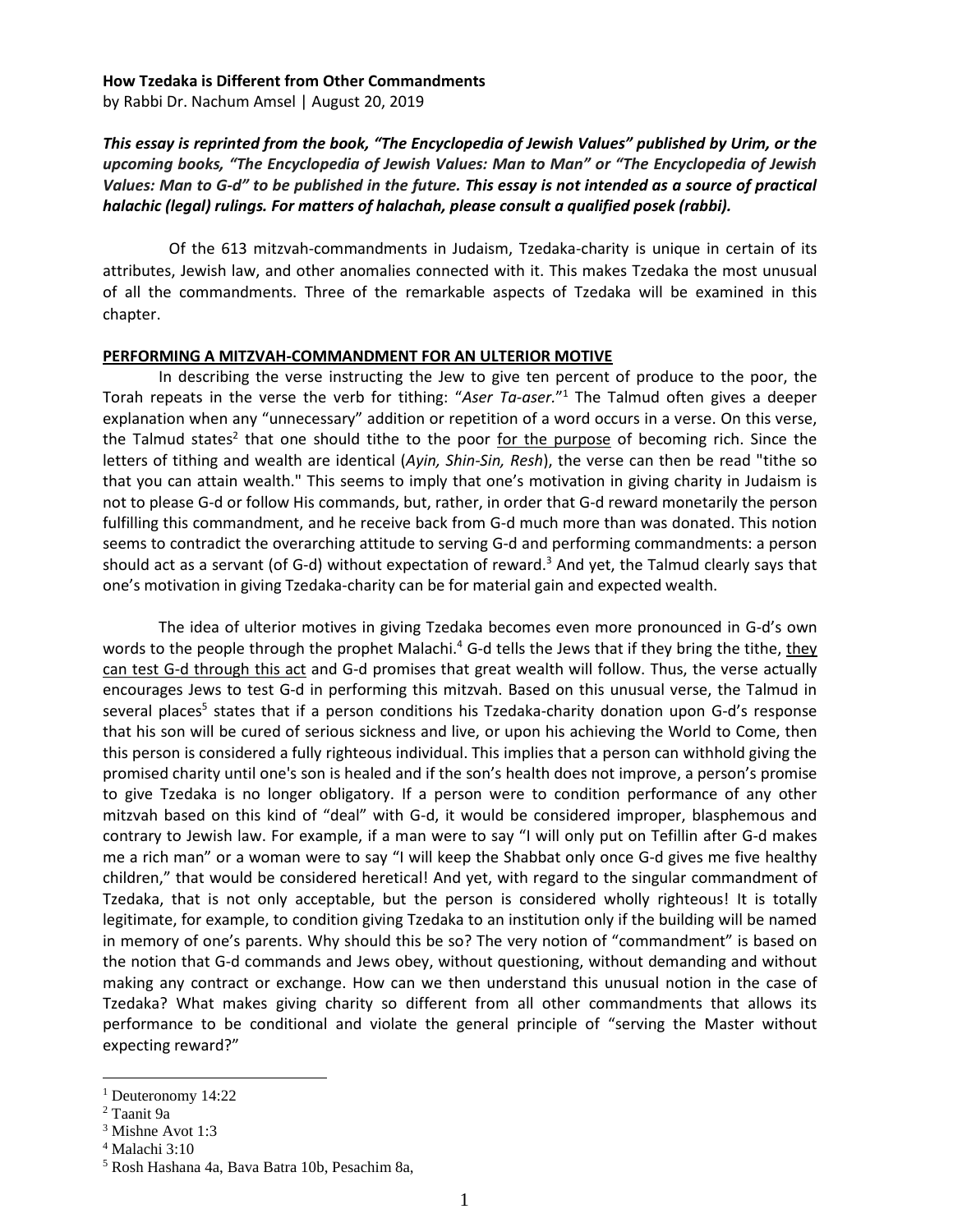**How Tzedaka is Different from Other Commandments**

by Rabbi Dr. Nachum Amsel | August 20, 2019

***This essay is reprinted from the book, "The Encyclopedia of Jewish Values" published by Urim, or the upcoming books, "The Encyclopedia of Jewish Values: Man to Man" or "The Encyclopedia of Jewish Values: Man to G-d" to be published in the future. This essay is not intended as a source of practical halachic (legal) rulings. For matters of halachah, please consult a qualified posek (rabbi).***

Of the 613 mitzvah-commandments in Judaism, Tzedaka-charity is unique in certain of its attributes, Jewish law, and other anomalies connected with it. This makes Tzedaka the most unusual of all the commandments. Three of the remarkable aspects of Tzedaka will be examined in this chapter.

## PERFORMING A MITZVAH-COMMANDMENT FOR AN ULTERIOR MOTIVE

In describing the verse instructing the Jew to give ten percent of produce to the poor, the Torah repeats in the verse the verb for tithing: "*Aser Ta-aser.*"[1] The Talmud often gives a deeper explanation when any "unnecessary" addition or repetition of a word occurs in a verse. On this verse, the Talmud states[2] that one should tithe to the poor for the purpose of becoming rich. Since the letters of tithing and wealth are identical (*Ayin, Shin-Sin, Resh*), the verse can then be read "tithe so that you can attain wealth." This seems to imply that one's motivation in giving charity in Judaism is not to please G-d or follow His commands, but, rather, in order that G-d reward monetarily the person fulfilling this commandment, and he receive back from G-d much more than was donated. This notion seems to contradict the overarching attitude to serving G-d and performing commandments: a person should act as a servant (of G-d) without expectation of reward.[3] And yet, the Talmud clearly says that one's motivation in giving Tzedaka-charity can be for material gain and expected wealth.

The idea of ulterior motives in giving Tzedaka becomes even more pronounced in G-d's own words to the people through the prophet Malachi.[4] G-d tells the Jews that if they bring the tithe, they can test G-d through this act and G-d promises that great wealth will follow. Thus, the verse actually encourages Jews to test G-d in performing this mitzvah. Based on this unusual verse, the Talmud in several places[5] states that if a person conditions his Tzedaka-charity donation upon G-d's response that his son will be cured of serious sickness and live, or upon his achieving the World to Come, then this person is considered a fully righteous individual. This implies that a person can withhold giving the promised charity until one's son is healed and if the son's health does not improve, a person's promise to give Tzedaka is no longer obligatory. If a person were to condition performance of any other mitzvah based on this kind of "deal" with G-d, it would be considered improper, blasphemous and contrary to Jewish law. For example, if a man were to say "I will only put on Tefillin after G-d makes me a rich man" or a woman were to say "I will keep the Shabbat only once G-d gives me five healthy children," that would be considered heretical! And yet, with regard to the singular commandment of Tzedaka, that is not only acceptable, but the person is considered wholly righteous! It is totally legitimate, for example, to condition giving Tzedaka to an institution only if the building will be named in memory of one's parents. Why should this be so? The very notion of "commandment" is based on the notion that G-d commands and Jews obey, without questioning, without demanding and without making any contract or exchange. How can we then understand this unusual notion in the case of Tzedaka? What makes giving charity so different from all other commandments that allows its performance to be conditional and violate the general principle of "serving the Master without expecting reward?"

---

[1] Deuteronomy 14:22

[2] Taanit 9a

[3] Mishne Avot 1:3

[4] Malachi 3:10

[5] Rosh Hashana 4a, Bava Batra 10b, Pesachim 8a,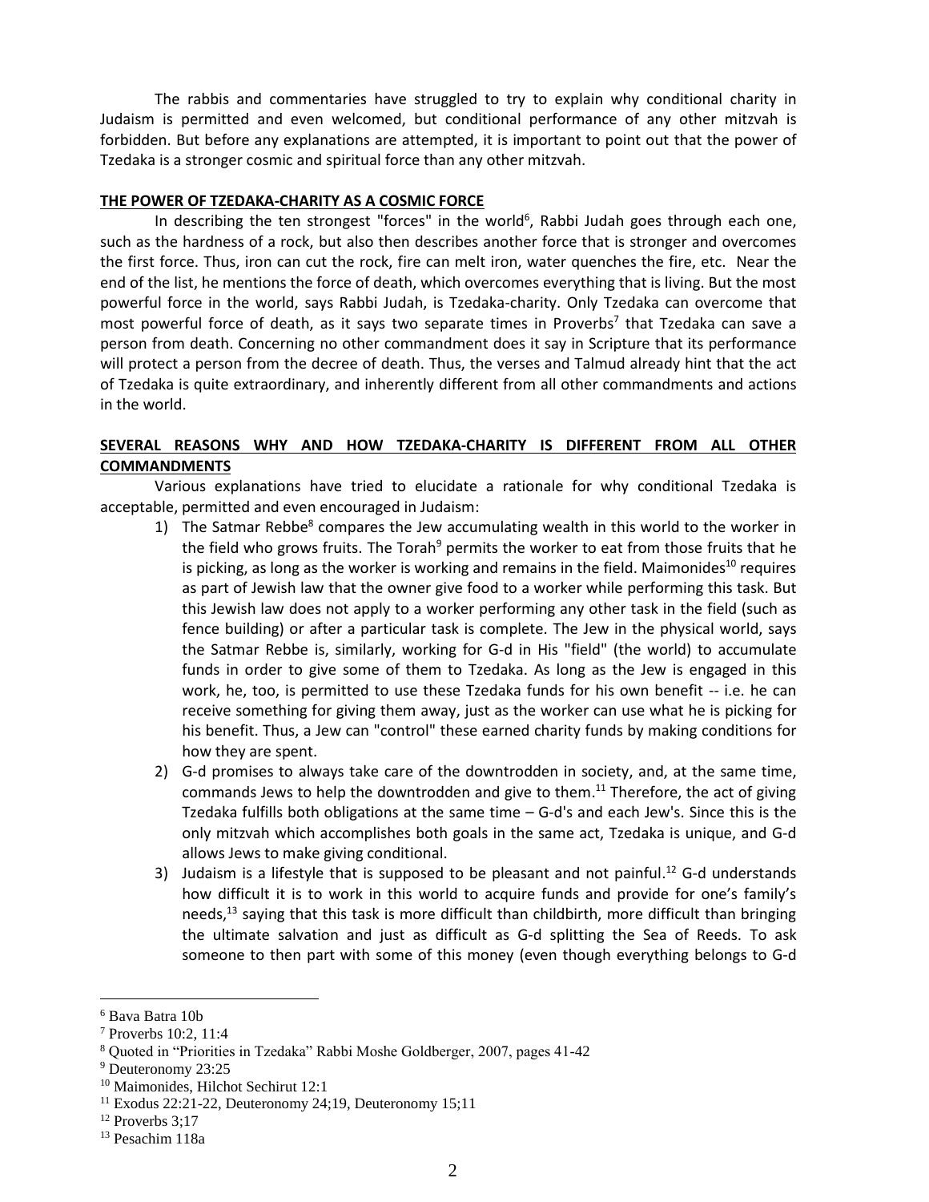The rabbis and commentaries have struggled to try to explain why conditional charity in Judaism is permitted and even welcomed, but conditional performance of any other mitzvah is forbidden. But before any explanations are attempted, it is important to point out that the power of Tzedaka is a stronger cosmic and spiritual force than any other mitzvah.

**THE POWER OF TZEDAKA-CHARITY AS A COSMIC FORCE**

In describing the ten strongest "forces" in the world[6], Rabbi Judah goes through each one, such as the hardness of a rock, but also then describes another force that is stronger and overcomes the first force. Thus, iron can cut the rock, fire can melt iron, water quenches the fire, etc. Near the end of the list, he mentions the force of death, which overcomes everything that is living. But the most powerful force in the world, says Rabbi Judah, is Tzedaka-charity. Only Tzedaka can overcome that most powerful force of death, as it says two separate times in Proverbs[7] that Tzedaka can save a person from death. Concerning no other commandment does it say in Scripture that its performance will protect a person from the decree of death. Thus, the verses and Talmud already hint that the act of Tzedaka is quite extraordinary, and inherently different from all other commandments and actions in the world.

**SEVERAL REASONS WHY AND HOW TZEDAKA-CHARITY IS DIFFERENT FROM ALL OTHER COMMANDMENTS**

Various explanations have tried to elucidate a rationale for why conditional Tzedaka is acceptable, permitted and even encouraged in Judaism:

1) The Satmar Rebbe[8] compares the Jew accumulating wealth in this world to the worker in the field who grows fruits. The Torah[9] permits the worker to eat from those fruits that he is picking, as long as the worker is working and remains in the field. Maimonides[10] requires as part of Jewish law that the owner give food to a worker while performing this task. But this Jewish law does not apply to a worker performing any other task in the field (such as fence building) or after a particular task is complete. The Jew in the physical world, says the Satmar Rebbe is, similarly, working for G-d in His "field" (the world) to accumulate funds in order to give some of them to Tzedaka. As long as the Jew is engaged in this work, he, too, is permitted to use these Tzedaka funds for his own benefit -- i.e. he can receive something for giving them away, just as the worker can use what he is picking for his benefit. Thus, a Jew can "control" these earned charity funds by making conditions for how they are spent.
2) G-d promises to always take care of the downtrodden in society, and, at the same time, commands Jews to help the downtrodden and give to them.[11] Therefore, the act of giving Tzedaka fulfills both obligations at the same time – G-d's and each Jew's. Since this is the only mitzvah which accomplishes both goals in the same act, Tzedaka is unique, and G-d allows Jews to make giving conditional.
3) Judaism is a lifestyle that is supposed to be pleasant and not painful.[12] G-d understands how difficult it is to work in this world to acquire funds and provide for one's family's needs,[13] saying that this task is more difficult than childbirth, more difficult than bringing the ultimate salvation and just as difficult as G-d splitting the Sea of Reeds. To ask someone to then part with some of this money (even though everything belongs to G-d

---

[6] Bava Batra 10b

[7] Proverbs 10:2, 11:4

[8] Quoted in "Priorities in Tzedaka" Rabbi Moshe Goldberger, 2007, pages 41-42

[9] Deuteronomy 23:25

[10] Maimonides, Hilchot Sechirut 12:1

[11] Exodus 22:21-22, Deuteronomy 24;19, Deuteronomy 15;11

[12] Proverbs 3;17

[13] Pesachim 118a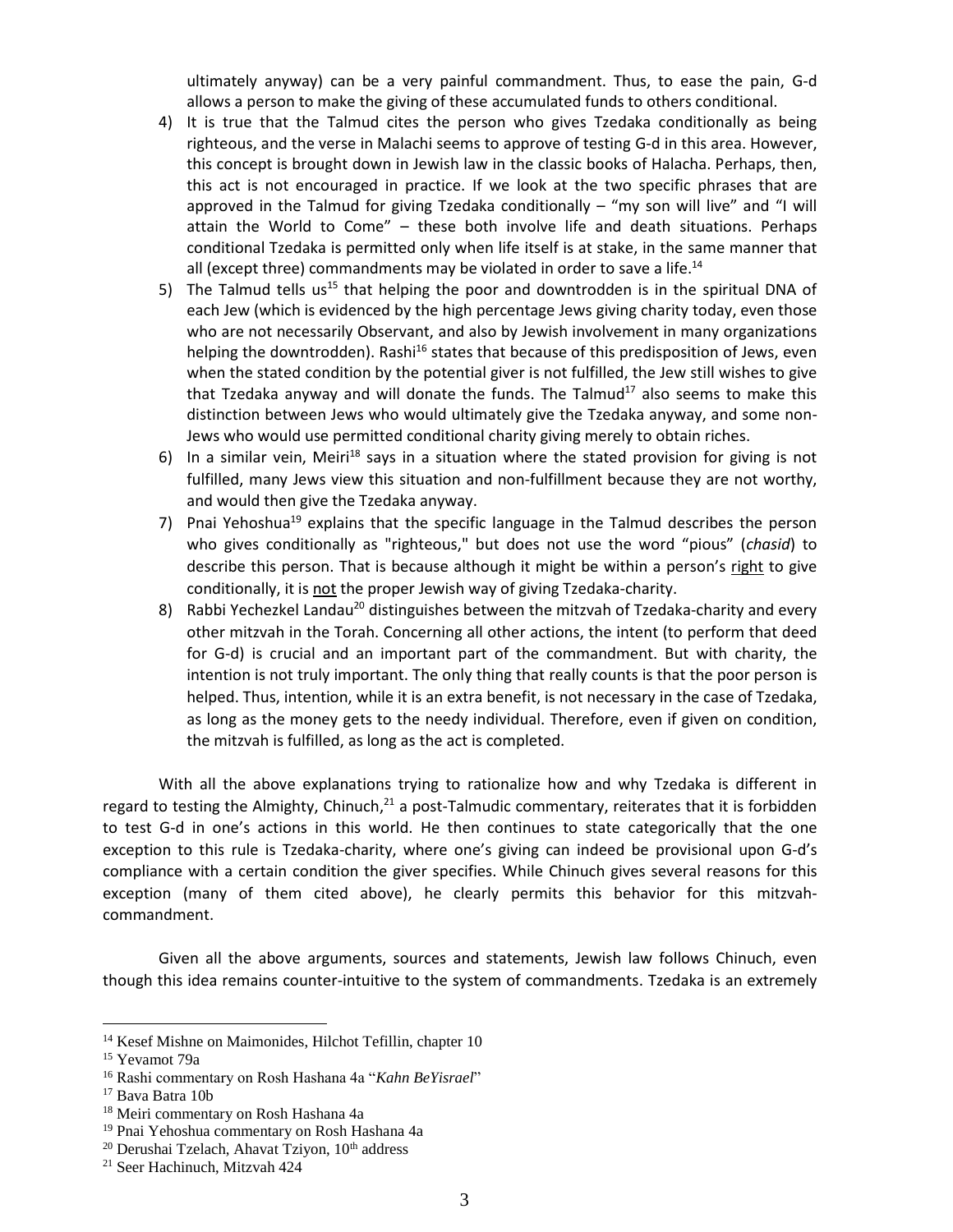ultimately anyway) can be a very painful commandment. Thus, to ease the pain, G-d allows a person to make the giving of these accumulated funds to others conditional.

4) It is true that the Talmud cites the person who gives Tzedaka conditionally as being righteous, and the verse in Malachi seems to approve of testing G-d in this area. However, this concept is brought down in Jewish law in the classic books of Halacha. Perhaps, then, this act is not encouraged in practice. If we look at the two specific phrases that are approved in the Talmud for giving Tzedaka conditionally – "my son will live" and "I will attain the World to Come" – these both involve life and death situations. Perhaps conditional Tzedaka is permitted only when life itself is at stake, in the same manner that all (except three) commandments may be violated in order to save a life.[14]
5) The Talmud tells us[15] that helping the poor and downtrodden is in the spiritual DNA of each Jew (which is evidenced by the high percentage Jews giving charity today, even those who are not necessarily Observant, and also by Jewish involvement in many organizations helping the downtrodden). Rashi[16] states that because of this predisposition of Jews, even when the stated condition by the potential giver is not fulfilled, the Jew still wishes to give that Tzedaka anyway and will donate the funds. The Talmud[17] also seems to make this distinction between Jews who would ultimately give the Tzedaka anyway, and some non-Jews who would use permitted conditional charity giving merely to obtain riches.
6) In a similar vein, Meiri[18] says in a situation where the stated provision for giving is not fulfilled, many Jews view this situation and non-fulfillment because they are not worthy, and would then give the Tzedaka anyway.
7) Pnai Yehoshua[19] explains that the specific language in the Talmud describes the person who gives conditionally as "righteous," but does not use the word "pious" (*chasid*) to describe this person. That is because although it might be within a person's <u>right</u> to give conditionally, it is <u>not</u> the proper Jewish way of giving Tzedaka-charity.
8) Rabbi Yechezkel Landau[20] distinguishes between the mitzvah of Tzedaka-charity and every other mitzvah in the Torah. Concerning all other actions, the intent (to perform that deed for G-d) is crucial and an important part of the commandment. But with charity, the intention is not truly important. The only thing that really counts is that the poor person is helped. Thus, intention, while it is an extra benefit, is not necessary in the case of Tzedaka, as long as the money gets to the needy individual. Therefore, even if given on condition, the mitzvah is fulfilled, as long as the act is completed.

With all the above explanations trying to rationalize how and why Tzedaka is different in regard to testing the Almighty, Chinuch,[21] a post-Talmudic commentary, reiterates that it is forbidden to test G-d in one's actions in this world. He then continues to state categorically that the one exception to this rule is Tzedaka-charity, where one's giving can indeed be provisional upon G-d's compliance with a certain condition the giver specifies. While Chinuch gives several reasons for this exception (many of them cited above), he clearly permits this behavior for this mitzvah-commandment.

Given all the above arguments, sources and statements, Jewish law follows Chinuch, even though this idea remains counter-intuitive to the system of commandments. Tzedaka is an extremely

---

[14] Kesef Mishne on Maimonides, Hilchot Tefillin, chapter 10

[15] Yevamot 79a

[16] Rashi commentary on Rosh Hashana 4a "*Kahn BeYisrael*"

[17] Bava Batra 10b

[18] Meiri commentary on Rosh Hashana 4a

[19] Pnai Yehoshua commentary on Rosh Hashana 4a

[20] Derushai Tzelach, Ahavat Tziyon, 10th address

[21] Seer Hachinuch, Mitzvah 424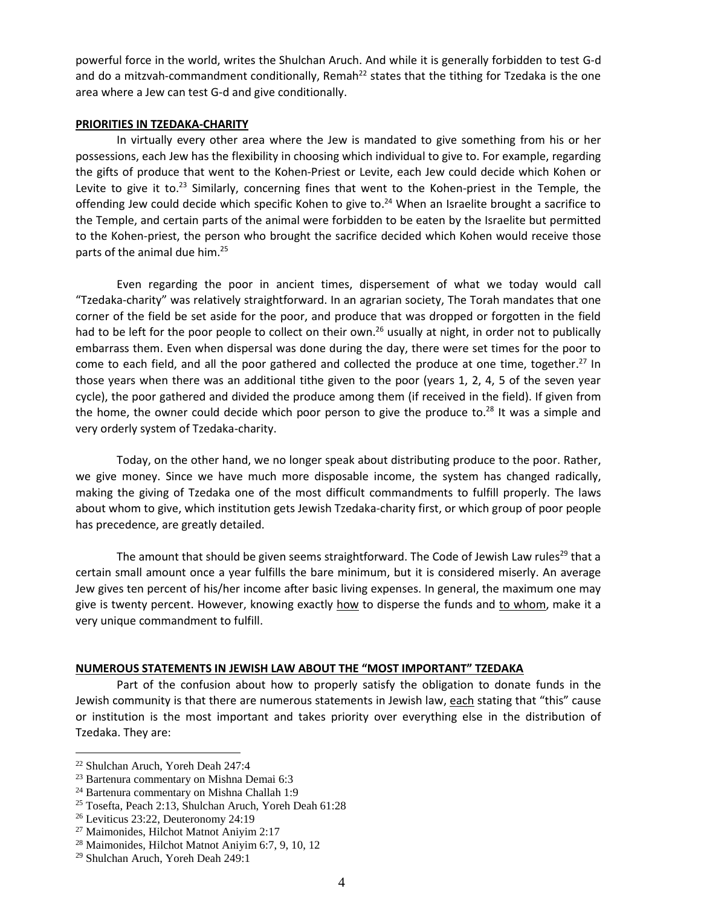powerful force in the world, writes the Shulchan Aruch. And while it is generally forbidden to test G-d and do a mitzvah-commandment conditionally, Remah[22] states that the tithing for Tzedaka is the one area where a Jew can test G-d and give conditionally.

**PRIORITIES IN TZEDAKA-CHARITY**

In virtually every other area where the Jew is mandated to give something from his or her possessions, each Jew has the flexibility in choosing which individual to give to. For example, regarding the gifts of produce that went to the Kohen-Priest or Levite, each Jew could decide which Kohen or Levite to give it to.[23] Similarly, concerning fines that went to the Kohen-priest in the Temple, the offending Jew could decide which specific Kohen to give to.[24] When an Israelite brought a sacrifice to the Temple, and certain parts of the animal were forbidden to be eaten by the Israelite but permitted to the Kohen-priest, the person who brought the sacrifice decided which Kohen would receive those parts of the animal due him.[25]

Even regarding the poor in ancient times, dispersement of what we today would call "Tzedaka-charity" was relatively straightforward. In an agrarian society, The Torah mandates that one corner of the field be set aside for the poor, and produce that was dropped or forgotten in the field had to be left for the poor people to collect on their own.[26] usually at night, in order not to publically embarrass them. Even when dispersal was done during the day, there were set times for the poor to come to each field, and all the poor gathered and collected the produce at one time, together.[27] In those years when there was an additional tithe given to the poor (years 1, 2, 4, 5 of the seven year cycle), the poor gathered and divided the produce among them (if received in the field). If given from the home, the owner could decide which poor person to give the produce to.[28] It was a simple and very orderly system of Tzedaka-charity.

Today, on the other hand, we no longer speak about distributing produce to the poor. Rather, we give money. Since we have much more disposable income, the system has changed radically, making the giving of Tzedaka one of the most difficult commandments to fulfill properly. The laws about whom to give, which institution gets Jewish Tzedaka-charity first, or which group of poor people has precedence, are greatly detailed.

The amount that should be given seems straightforward. The Code of Jewish Law rules[29] that a certain small amount once a year fulfills the bare minimum, but it is considered miserly. An average Jew gives ten percent of his/her income after basic living expenses. In general, the maximum one may give is twenty percent. However, knowing exactly <u>how</u> to disperse the funds and <u>to whom</u>, make it a very unique commandment to fulfill.

**NUMEROUS STATEMENTS IN JEWISH LAW ABOUT THE "MOST IMPORTANT" TZEDAKA**

Part of the confusion about how to properly satisfy the obligation to donate funds in the Jewish community is that there are numerous statements in Jewish law, <u>each</u> stating that "this" cause or institution is the most important and takes priority over everything else in the distribution of Tzedaka. They are:

---

[22] Shulchan Aruch, Yoreh Deah 247:4

[23] Bartenura commentary on Mishna Demai 6:3

[24] Bartenura commentary on Mishna Challah 1:9

[25] Tosefta, Peach 2:13, Shulchan Aruch, Yoreh Deah 61:28

[26] Leviticus 23:22, Deuteronomy 24:19

[27] Maimonides, Hilchot Matnot Aniyim 2:17

[28] Maimonides, Hilchot Matnot Aniyim 6:7, 9, 10, 12

[29] Shulchan Aruch, Yoreh Deah 249:1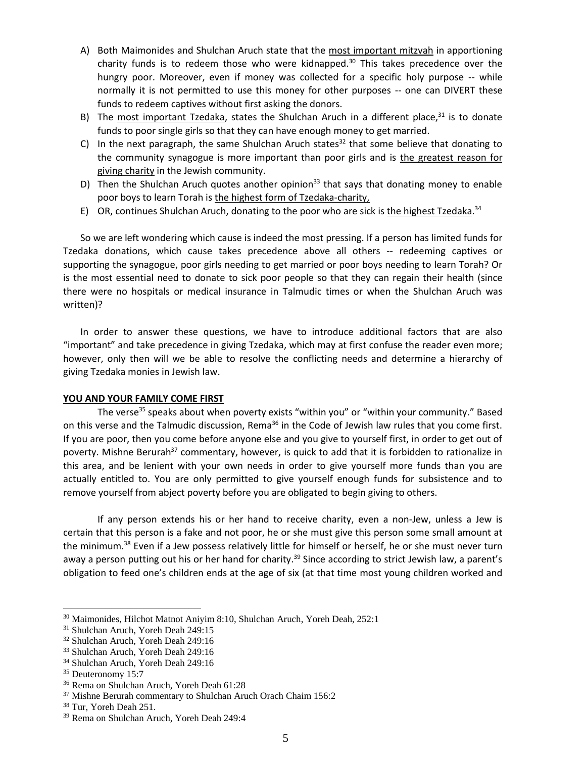A) Both Maimonides and Shulchan Aruch state that the <u>most important mitzvah</u> in apportioning charity funds is to redeem those who were kidnapped.[30] This takes precedence over the hungry poor. Moreover, even if money was collected for a specific holy purpose -- while normally it is not permitted to use this money for other purposes -- one can DIVERT these funds to redeem captives without first asking the donors.

B) The <u>most important Tzedaka</u>, states the Shulchan Aruch in a different place,[31] is to donate funds to poor single girls so that they can have enough money to get married.

C) In the next paragraph, the same Shulchan Aruch states[32] that some believe that donating to the community synagogue is more important than poor girls and is <u>the greatest reason for giving charity</u> in the Jewish community.

D) Then the Shulchan Aruch quotes another opinion[33] that says that donating money to enable poor boys to learn Torah is <u>the highest form of Tzedaka-charity,</u>

E) OR, continues Shulchan Aruch, donating to the poor who are sick is <u>the highest Tzedaka</u>.[34]

So we are left wondering which cause is indeed the most pressing. If a person has limited funds for Tzedaka donations, which cause takes precedence above all others -- redeeming captives or supporting the synagogue, poor girls needing to get married or poor boys needing to learn Torah? Or is the most essential need to donate to sick poor people so that they can regain their health (since there were no hospitals or medical insurance in Talmudic times or when the Shulchan Aruch was written)?

In order to answer these questions, we have to introduce additional factors that are also "important" and take precedence in giving Tzedaka, which may at first confuse the reader even more; however, only then will we be able to resolve the conflicting needs and determine a hierarchy of giving Tzedaka monies in Jewish law.

**<u>YOU AND YOUR FAMILY COME FIRST</u>**

The verse[35] speaks about when poverty exists "within you" or "within your community." Based on this verse and the Talmudic discussion, Rema[36] in the Code of Jewish law rules that you come first. If you are poor, then you come before anyone else and you give to yourself first, in order to get out of poverty. Mishne Berurah[37] commentary, however, is quick to add that it is forbidden to rationalize in this area, and be lenient with your own needs in order to give yourself more funds than you are actually entitled to. You are only permitted to give yourself enough funds for subsistence and to remove yourself from abject poverty before you are obligated to begin giving to others.

If any person extends his or her hand to receive charity, even a non-Jew, unless a Jew is certain that this person is a fake and not poor, he or she must give this person some small amount at the minimum.[38] Even if a Jew possess relatively little for himself or herself, he or she must never turn away a person putting out his or her hand for charity.[39] Since according to strict Jewish law, a parent's obligation to feed one's children ends at the age of six (at that time most young children worked and

---

[30] Maimonides, Hilchot Matnot Aniyim 8:10, Shulchan Aruch, Yoreh Deah, 252:1
[31] Shulchan Aruch, Yoreh Deah 249:15
[32] Shulchan Aruch, Yoreh Deah 249:16
[33] Shulchan Aruch, Yoreh Deah 249:16
[34] Shulchan Aruch, Yoreh Deah 249:16
[35] Deuteronomy 15:7
[36] Rema on Shulchan Aruch, Yoreh Deah 61:28
[37] Mishne Berurah commentary to Shulchan Aruch Orach Chaim 156:2
[38] Tur, Yoreh Deah 251.
[39] Rema on Shulchan Aruch, Yoreh Deah 249:4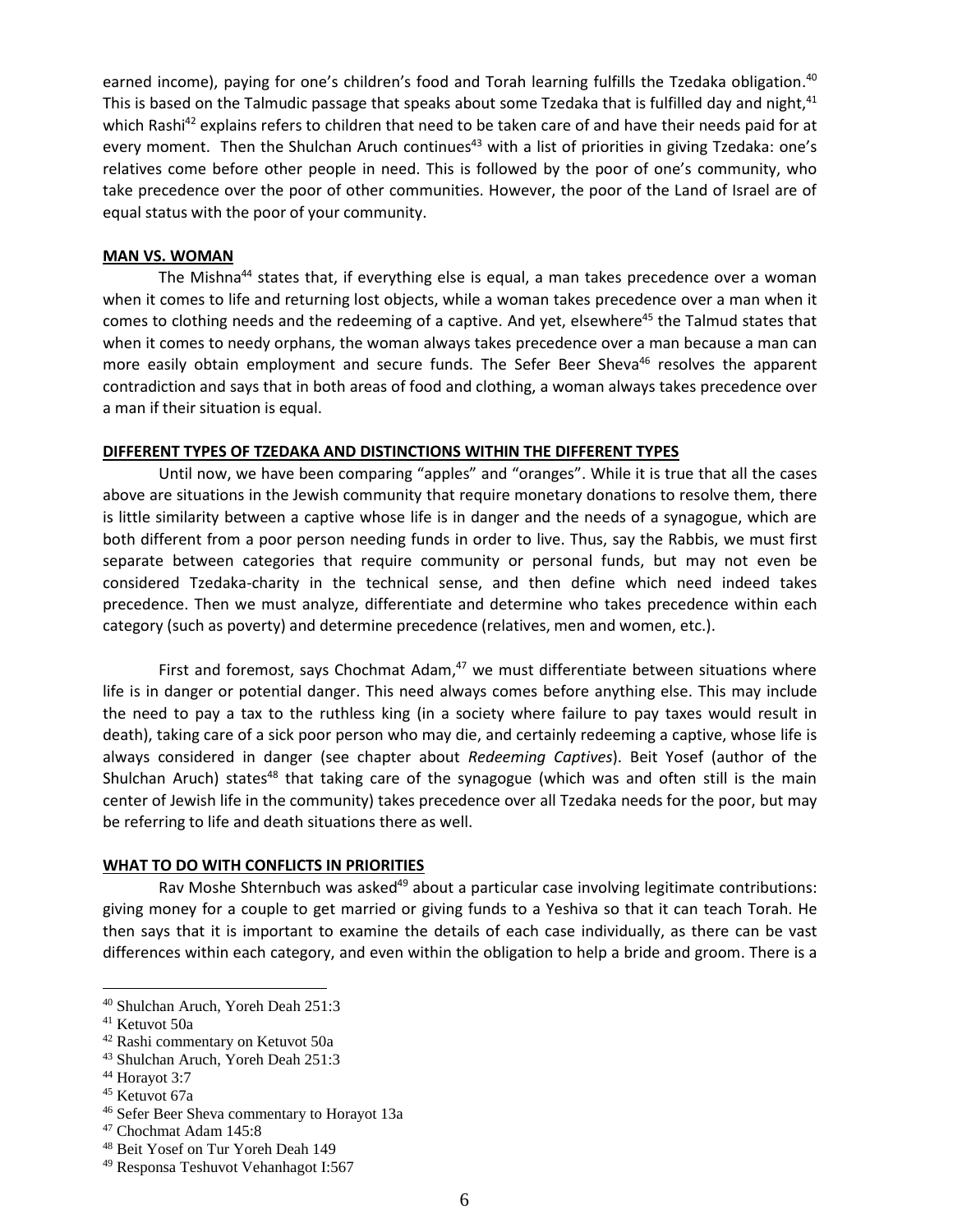earned income), paying for one's children's food and Torah learning fulfills the Tzedaka obligation.[40] This is based on the Talmudic passage that speaks about some Tzedaka that is fulfilled day and night,[41] which Rashi[42] explains refers to children that need to be taken care of and have their needs paid for at every moment. Then the Shulchan Aruch continues[43] with a list of priorities in giving Tzedaka: one's relatives come before other people in need. This is followed by the poor of one's community, who take precedence over the poor of other communities. However, the poor of the Land of Israel are of equal status with the poor of your community.

**MAN VS. WOMAN**

The Mishna[44] states that, if everything else is equal, a man takes precedence over a woman when it comes to life and returning lost objects, while a woman takes precedence over a man when it comes to clothing needs and the redeeming of a captive. And yet, elsewhere[45] the Talmud states that when it comes to needy orphans, the woman always takes precedence over a man because a man can more easily obtain employment and secure funds. The Sefer Beer Sheva[46] resolves the apparent contradiction and says that in both areas of food and clothing, a woman always takes precedence over a man if their situation is equal.

**DIFFERENT TYPES OF TZEDAKA AND DISTINCTIONS WITHIN THE DIFFERENT TYPES**

Until now, we have been comparing "apples" and "oranges". While it is true that all the cases above are situations in the Jewish community that require monetary donations to resolve them, there is little similarity between a captive whose life is in danger and the needs of a synagogue, which are both different from a poor person needing funds in order to live. Thus, say the Rabbis, we must first separate between categories that require community or personal funds, but may not even be considered Tzedaka-charity in the technical sense, and then define which need indeed takes precedence. Then we must analyze, differentiate and determine who takes precedence within each category (such as poverty) and determine precedence (relatives, men and women, etc.).

First and foremost, says Chochmat Adam,[47] we must differentiate between situations where life is in danger or potential danger. This need always comes before anything else. This may include the need to pay a tax to the ruthless king (in a society where failure to pay taxes would result in death), taking care of a sick poor person who may die, and certainly redeeming a captive, whose life is always considered in danger (see chapter about *Redeeming Captives*). Beit Yosef (author of the Shulchan Aruch) states[48] that taking care of the synagogue (which was and often still is the main center of Jewish life in the community) takes precedence over all Tzedaka needs for the poor, but may be referring to life and death situations there as well.

**WHAT TO DO WITH CONFLICTS IN PRIORITIES**

Rav Moshe Shternbuch was asked[49] about a particular case involving legitimate contributions: giving money for a couple to get married or giving funds to a Yeshiva so that it can teach Torah. He then says that it is important to examine the details of each case individually, as there can be vast differences within each category, and even within the obligation to help a bride and groom. There is a

---

[40] Shulchan Aruch, Yoreh Deah 251:3

[41] Ketuvot 50a

[42] Rashi commentary on Ketuvot 50a

[43] Shulchan Aruch, Yoreh Deah 251:3

[44] Horayot 3:7

[45] Ketuvot 67a

[46] Sefer Beer Sheva commentary to Horayot 13a

[47] Chochmat Adam 145:8

[48] Beit Yosef on Tur Yoreh Deah 149

[49] Responsa Teshuvot Vehanhagot I:567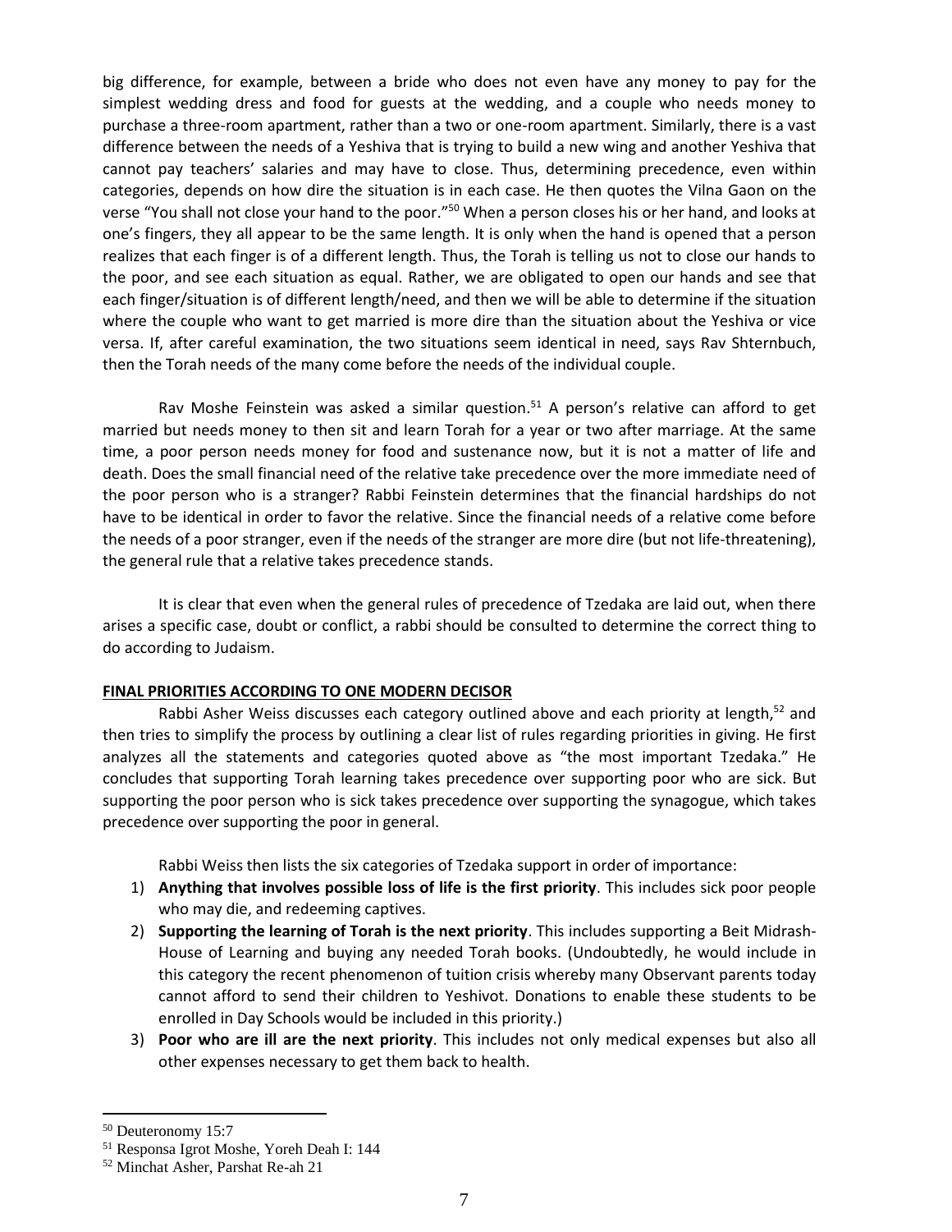big difference, for example, between a bride who does not even have any money to pay for the simplest wedding dress and food for guests at the wedding, and a couple who needs money to purchase a three-room apartment, rather than a two or one-room apartment. Similarly, there is a vast difference between the needs of a Yeshiva that is trying to build a new wing and another Yeshiva that cannot pay teachers' salaries and may have to close. Thus, determining precedence, even within categories, depends on how dire the situation is in each case. He then quotes the Vilna Gaon on the verse "You shall not close your hand to the poor."[50] When a person closes his or her hand, and looks at one's fingers, they all appear to be the same length. It is only when the hand is opened that a person realizes that each finger is of a different length. Thus, the Torah is telling us not to close our hands to the poor, and see each situation as equal. Rather, we are obligated to open our hands and see that each finger/situation is of different length/need, and then we will be able to determine if the situation where the couple who want to get married is more dire than the situation about the Yeshiva or vice versa. If, after careful examination, the two situations seem identical in need, says Rav Shternbuch, then the Torah needs of the many come before the needs of the individual couple.

Rav Moshe Feinstein was asked a similar question.[51] A person's relative can afford to get married but needs money to then sit and learn Torah for a year or two after marriage. At the same time, a poor person needs money for food and sustenance now, but it is not a matter of life and death. Does the small financial need of the relative take precedence over the more immediate need of the poor person who is a stranger? Rabbi Feinstein determines that the financial hardships do not have to be identical in order to favor the relative. Since the financial needs of a relative come before the needs of a poor stranger, even if the needs of the stranger are more dire (but not life-threatening), the general rule that a relative takes precedence stands.

It is clear that even when the general rules of precedence of Tzedaka are laid out, when there arises a specific case, doubt or conflict, a rabbi should be consulted to determine the correct thing to do according to Judaism.

**FINAL PRIORITIES ACCORDING TO ONE MODERN DECISOR**

Rabbi Asher Weiss discusses each category outlined above and each priority at length,[52] and then tries to simplify the process by outlining a clear list of rules regarding priorities in giving. He first analyzes all the statements and categories quoted above as "the most important Tzedaka." He concludes that supporting Torah learning takes precedence over supporting poor who are sick. But supporting the poor person who is sick takes precedence over supporting the synagogue, which takes precedence over supporting the poor in general.

Rabbi Weiss then lists the six categories of Tzedaka support in order of importance:

1) **Anything that involves possible loss of life is the first priority**. This includes sick poor people who may die, and redeeming captives.
2) **Supporting the learning of Torah is the next priority**. This includes supporting a Beit Midrash-House of Learning and buying any needed Torah books. (Undoubtedly, he would include in this category the recent phenomenon of tuition crisis whereby many Observant parents today cannot afford to send their children to Yeshivot. Donations to enable these students to be enrolled in Day Schools would be included in this priority.)
3) **Poor who are ill are the next priority**. This includes not only medical expenses but also all other expenses necessary to get them back to health.

---

[50] Deuteronomy 15:7

[51] Responsa Igrot Moshe, Yoreh Deah I: 144

[52] Minchat Asher, Parshat Re-ah 21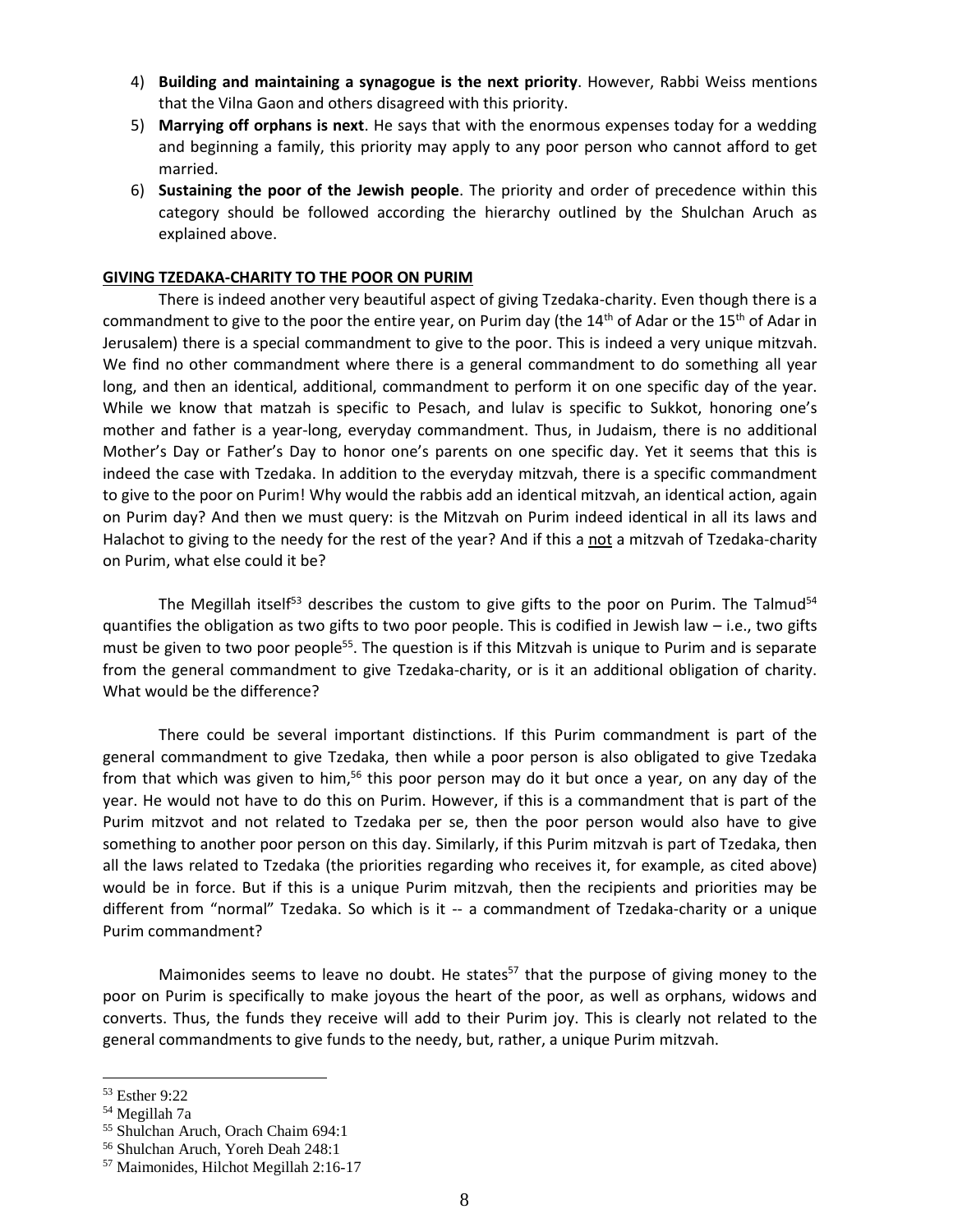4) **Building and maintaining a synagogue is the next priority**. However, Rabbi Weiss mentions that the Vilna Gaon and others disagreed with this priority.
5) **Marrying off orphans is next**. He says that with the enormous expenses today for a wedding and beginning a family, this priority may apply to any poor person who cannot afford to get married.
6) **Sustaining the poor of the Jewish people**. The priority and order of precedence within this category should be followed according the hierarchy outlined by the Shulchan Aruch as explained above.

**GIVING TZEDAKA-CHARITY TO THE POOR ON PURIM**

There is indeed another very beautiful aspect of giving Tzedaka-charity. Even though there is a commandment to give to the poor the entire year, on Purim day (the 14th of Adar or the 15th of Adar in Jerusalem) there is a special commandment to give to the poor. This is indeed a very unique mitzvah. We find no other commandment where there is a general commandment to do something all year long, and then an identical, additional, commandment to perform it on one specific day of the year. While we know that matzah is specific to Pesach, and lulav is specific to Sukkot, honoring one's mother and father is a year-long, everyday commandment. Thus, in Judaism, there is no additional Mother's Day or Father's Day to honor one's parents on one specific day. Yet it seems that this is indeed the case with Tzedaka. In addition to the everyday mitzvah, there is a specific commandment to give to the poor on Purim! Why would the rabbis add an identical mitzvah, an identical action, again on Purim day? And then we must query: is the Mitzvah on Purim indeed identical in all its laws and Halachot to giving to the needy for the rest of the year? And if this a <u>not</u> a mitzvah of Tzedaka-charity on Purim, what else could it be?

The Megillah itself[53] describes the custom to give gifts to the poor on Purim. The Talmud[54] quantifies the obligation as two gifts to two poor people. This is codified in Jewish law – i.e., two gifts must be given to two poor people[55]. The question is if this Mitzvah is unique to Purim and is separate from the general commandment to give Tzedaka-charity, or is it an additional obligation of charity. What would be the difference?

There could be several important distinctions. If this Purim commandment is part of the general commandment to give Tzedaka, then while a poor person is also obligated to give Tzedaka from that which was given to him,[56] this poor person may do it but once a year, on any day of the year. He would not have to do this on Purim. However, if this is a commandment that is part of the Purim mitzvot and not related to Tzedaka per se, then the poor person would also have to give something to another poor person on this day. Similarly, if this Purim mitzvah is part of Tzedaka, then all the laws related to Tzedaka (the priorities regarding who receives it, for example, as cited above) would be in force. But if this is a unique Purim mitzvah, then the recipients and priorities may be different from "normal" Tzedaka. So which is it -- a commandment of Tzedaka-charity or a unique Purim commandment?

Maimonides seems to leave no doubt. He states[57] that the purpose of giving money to the poor on Purim is specifically to make joyous the heart of the poor, as well as orphans, widows and converts. Thus, the funds they receive will add to their Purim joy. This is clearly not related to the general commandments to give funds to the needy, but, rather, a unique Purim mitzvah.

---

[53] Esther 9:22
[54] Megillah 7a
[55] Shulchan Aruch, Orach Chaim 694:1
[56] Shulchan Aruch, Yoreh Deah 248:1
[57] Maimonides, Hilchot Megillah 2:16-17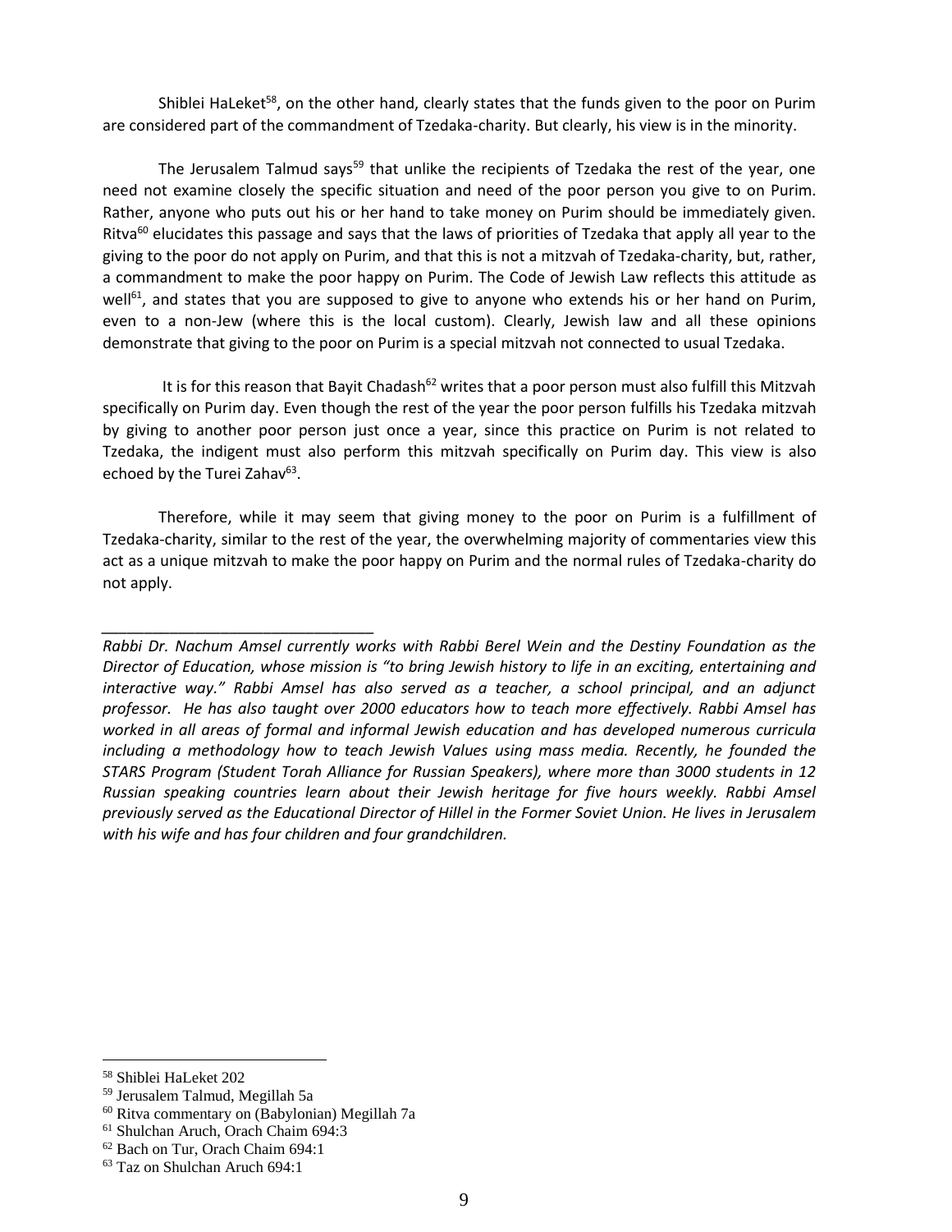Shiblei HaLeket[58], on the other hand, clearly states that the funds given to the poor on Purim are considered part of the commandment of Tzedaka-charity. But clearly, his view is in the minority.

The Jerusalem Talmud says[59] that unlike the recipients of Tzedaka the rest of the year, one need not examine closely the specific situation and need of the poor person you give to on Purim. Rather, anyone who puts out his or her hand to take money on Purim should be immediately given. Ritva[60] elucidates this passage and says that the laws of priorities of Tzedaka that apply all year to the giving to the poor do not apply on Purim, and that this is not a mitzvah of Tzedaka-charity, but, rather, a commandment to make the poor happy on Purim. The Code of Jewish Law reflects this attitude as well[61], and states that you are supposed to give to anyone who extends his or her hand on Purim, even to a non-Jew (where this is the local custom). Clearly, Jewish law and all these opinions demonstrate that giving to the poor on Purim is a special mitzvah not connected to usual Tzedaka.

It is for this reason that Bayit Chadash[62] writes that a poor person must also fulfill this Mitzvah specifically on Purim day. Even though the rest of the year the poor person fulfills his Tzedaka mitzvah by giving to another poor person just once a year, since this practice on Purim is not related to Tzedaka, the indigent must also perform this mitzvah specifically on Purim day. This view is also echoed by the Turei Zahav[63].

Therefore, while it may seem that giving money to the poor on Purim is a fulfillment of Tzedaka-charity, similar to the rest of the year, the overwhelming majority of commentaries view this act as a unique mitzvah to make the poor happy on Purim and the normal rules of Tzedaka-charity do not apply.

---

*Rabbi Dr. Nachum Amsel currently works with Rabbi Berel Wein and the Destiny Foundation as the Director of Education, whose mission is "to bring Jewish history to life in an exciting, entertaining and interactive way." Rabbi Amsel has also served as a teacher, a school principal, and an adjunct professor. He has also taught over 2000 educators how to teach more effectively. Rabbi Amsel has worked in all areas of formal and informal Jewish education and has developed numerous curricula including a methodology how to teach Jewish Values using mass media. Recently, he founded the STARS Program (Student Torah Alliance for Russian Speakers), where more than 3000 students in 12 Russian speaking countries learn about their Jewish heritage for five hours weekly. Rabbi Amsel previously served as the Educational Director of Hillel in the Former Soviet Union. He lives in Jerusalem with his wife and has four children and four grandchildren.*

---

[58] Shiblei HaLeket 202

[59] Jerusalem Talmud, Megillah 5a

[60] Ritva commentary on (Babylonian) Megillah 7a

[61] Shulchan Aruch, Orach Chaim 694:3

[62] Bach on Tur, Orach Chaim 694:1

[63] Taz on Shulchan Aruch 694:1